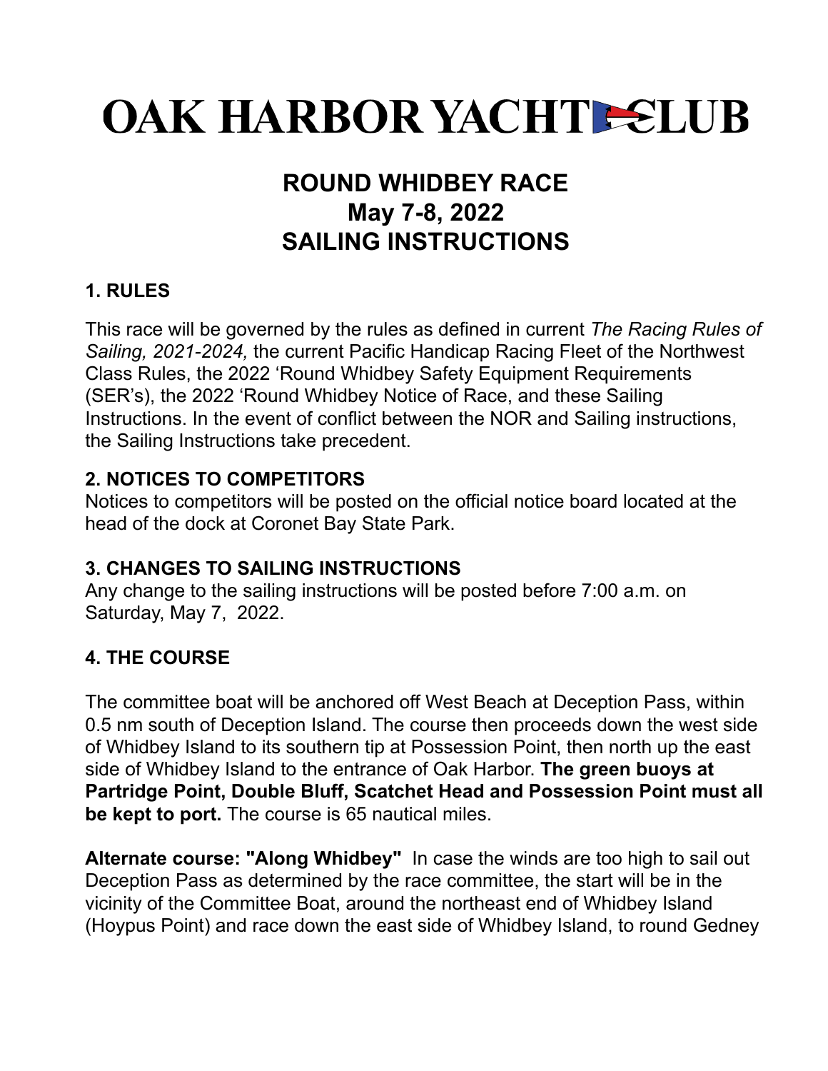# OAK HARBOR YACHT CLUB

## ROUND WHIDBEY RACE
## May 7-8, 2022
## SAILING INSTRUCTIONS

### 1. RULES

This race will be governed by the rules as defined in current *The Racing Rules of Sailing, 2021-2024,* the current Pacific Handicap Racing Fleet of the Northwest Class Rules, the 2022 'Round Whidbey Safety Equipment Requirements (SER's), the 2022 'Round Whidbey Notice of Race, and these Sailing Instructions. In the event of conflict between the NOR and Sailing instructions, the Sailing Instructions take precedent.

### 2. NOTICES TO COMPETITORS

Notices to competitors will be posted on the official notice board located at the head of the dock at Coronet Bay State Park.

### 3. CHANGES TO SAILING INSTRUCTIONS

Any change to the sailing instructions will be posted before 7:00 a.m. on Saturday, May 7, 2022.

### 4. THE COURSE

The committee boat will be anchored off West Beach at Deception Pass, within 0.5 nm south of Deception Island. The course then proceeds down the west side of Whidbey Island to its southern tip at Possession Point, then north up the east side of Whidbey Island to the entrance of Oak Harbor. **The green buoys at Partridge Point, Double Bluff, Scatchet Head and Possession Point must all be kept to port.** The course is 65 nautical miles.

**Alternate course: "Along Whidbey"** In case the winds are too high to sail out Deception Pass as determined by the race committee, the start will be in the vicinity of the Committee Boat, around the northeast end of Whidbey Island (Hoypus Point) and race down the east side of Whidbey Island, to round Gedney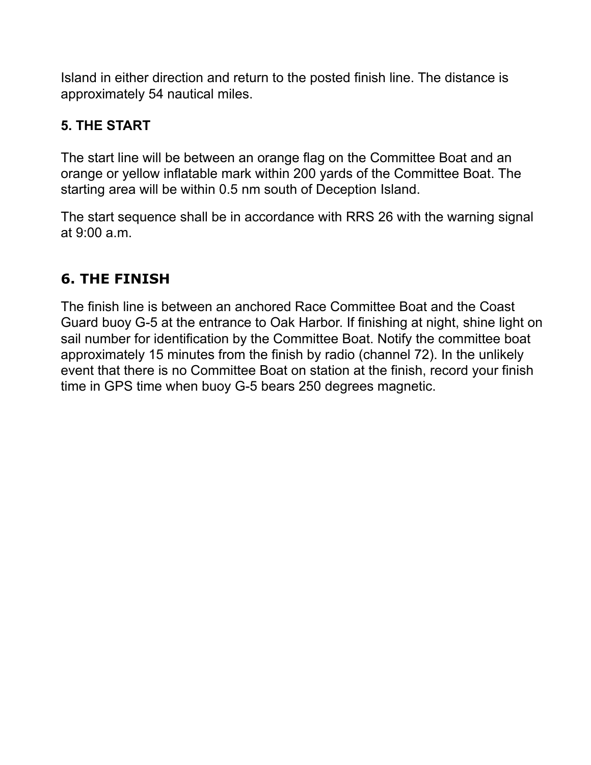Island in either direction and return to the posted finish line. The distance is approximately 54 nautical miles.

### 5. THE START

The start line will be between an orange flag on the Committee Boat and an orange or yellow inflatable mark within 200 yards of the Committee Boat. The starting area will be within 0.5 nm south of Deception Island.

The start sequence shall be in accordance with RRS 26 with the warning signal at 9:00 a.m.

## 6. THE FINISH

The finish line is between an anchored Race Committee Boat and the Coast Guard buoy G-5 at the entrance to Oak Harbor. If finishing at night, shine light on sail number for identification by the Committee Boat. Notify the committee boat approximately 15 minutes from the finish by radio (channel 72). In the unlikely event that there is no Committee Boat on station at the finish, record your finish time in GPS time when buoy G-5 bears 250 degrees magnetic.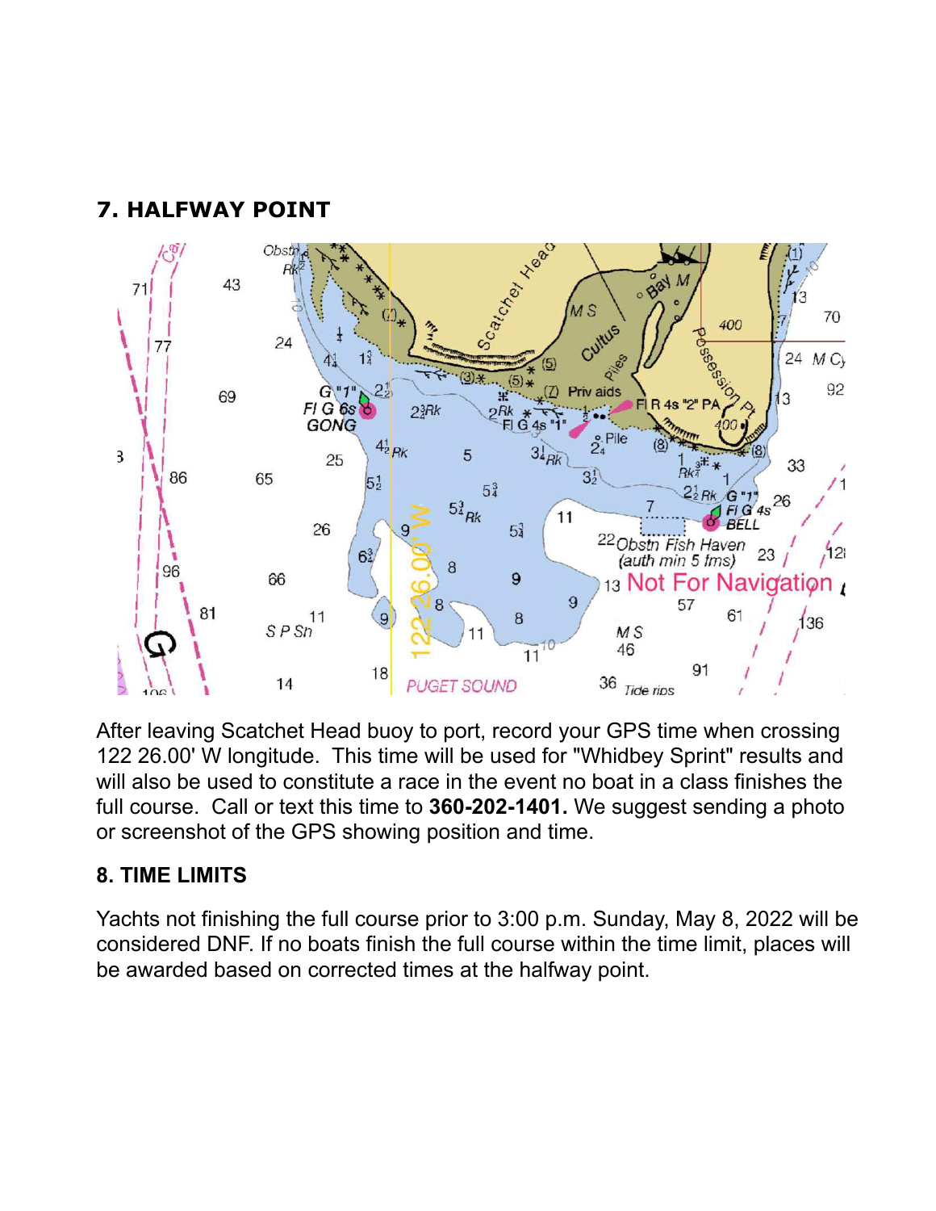## 7. HALFWAY POINT

After leaving Scatchet Head buoy to port, record your GPS time when crossing 122 26.00' W longitude. This time will be used for "Whidbey Sprint" results and will also be used to constitute a race in the event no boat in a class finishes the full course. Call or text this time to **360-202-1401.** We suggest sending a photo or screenshot of the GPS showing position and time.

## 8. TIME LIMITS

Yachts not finishing the full course prior to 3:00 p.m. Sunday, May 8, 2022 will be considered DNF. If no boats finish the full course within the time limit, places will be awarded based on corrected times at the halfway point.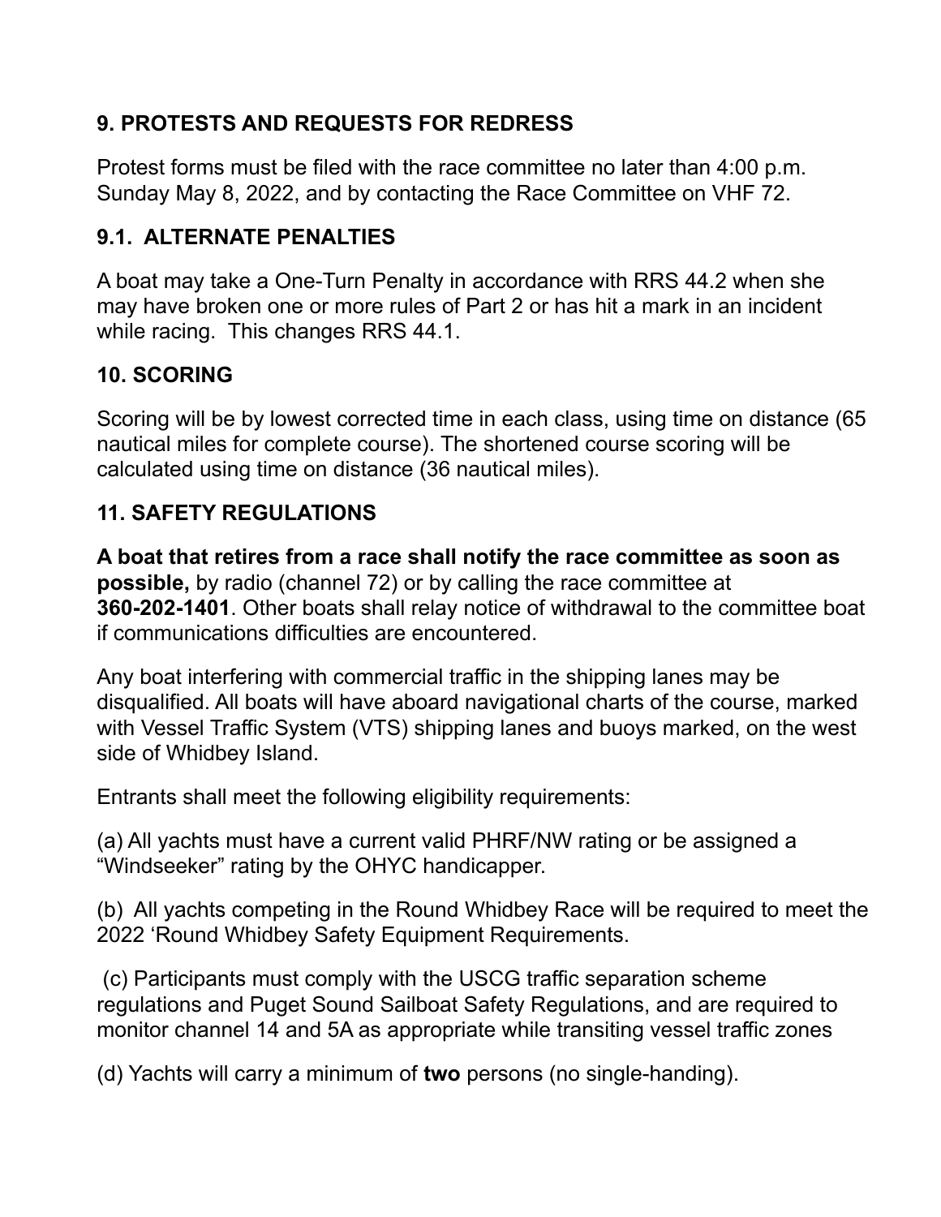## 9. PROTESTS AND REQUESTS FOR REDRESS

Protest forms must be filed with the race committee no later than 4:00 p.m. Sunday May 8, 2022, and by contacting the Race Committee on VHF 72.

### 9.1. ALTERNATE PENALTIES

A boat may take a One-Turn Penalty in accordance with RRS 44.2 when she may have broken one or more rules of Part 2 or has hit a mark in an incident while racing. This changes RRS 44.1.

## 10. SCORING

Scoring will be by lowest corrected time in each class, using time on distance (65 nautical miles for complete course). The shortened course scoring will be calculated using time on distance (36 nautical miles).

## 11. SAFETY REGULATIONS

**A boat that retires from a race shall notify the race committee as soon as possible,** by radio (channel 72) or by calling the race committee at **360-202-1401**. Other boats shall relay notice of withdrawal to the committee boat if communications difficulties are encountered.

Any boat interfering with commercial traffic in the shipping lanes may be disqualified. All boats will have aboard navigational charts of the course, marked with Vessel Traffic System (VTS) shipping lanes and buoys marked, on the west side of Whidbey Island.

Entrants shall meet the following eligibility requirements:

(a) All yachts must have a current valid PHRF/NW rating or be assigned a "Windseeker" rating by the OHYC handicapper.

(b) All yachts competing in the Round Whidbey Race will be required to meet the 2022 'Round Whidbey Safety Equipment Requirements.

(c) Participants must comply with the USCG traffic separation scheme regulations and Puget Sound Sailboat Safety Regulations, and are required to monitor channel 14 and 5A as appropriate while transiting vessel traffic zones

(d) Yachts will carry a minimum of **two** persons (no single-handing).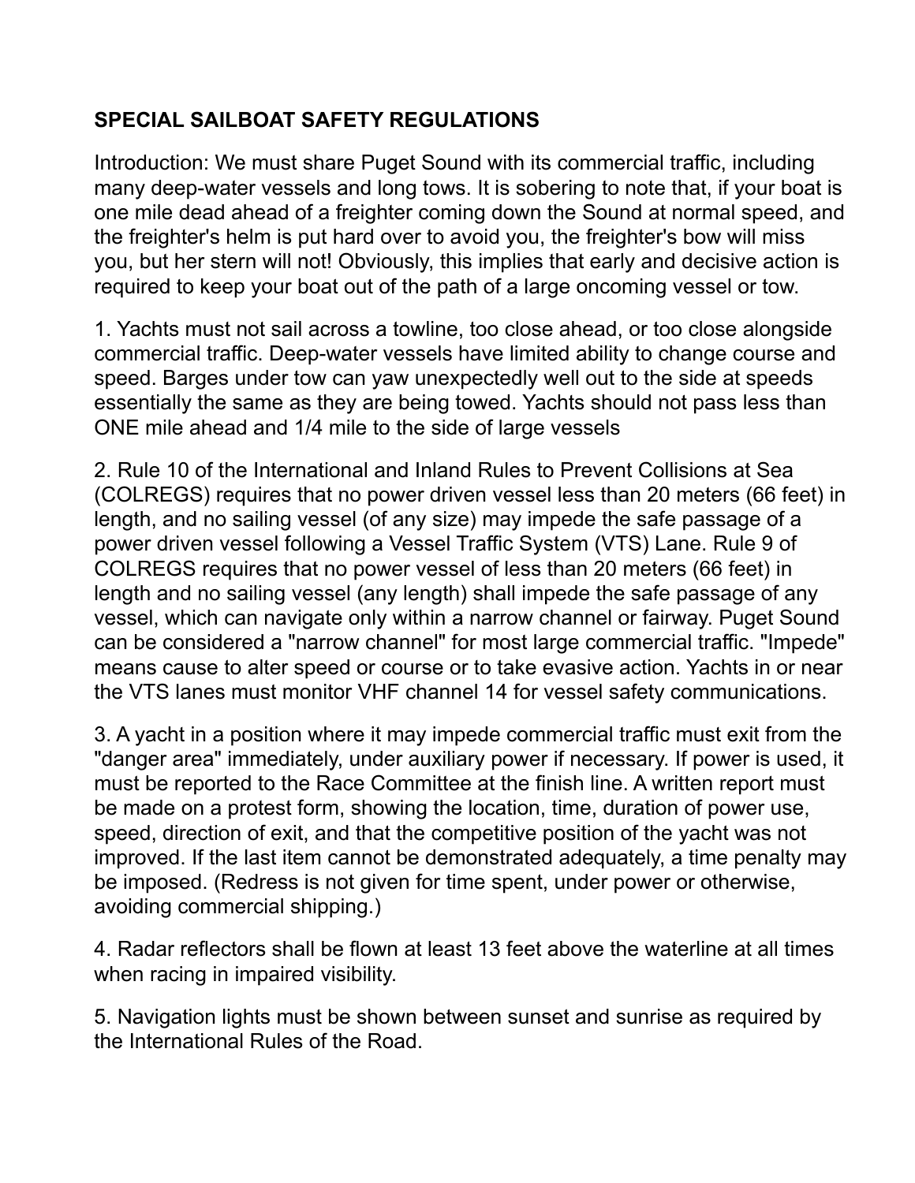## SPECIAL SAILBOAT SAFETY REGULATIONS

Introduction: We must share Puget Sound with its commercial traffic, including many deep-water vessels and long tows. It is sobering to note that, if your boat is one mile dead ahead of a freighter coming down the Sound at normal speed, and the freighter's helm is put hard over to avoid you, the freighter's bow will miss you, but her stern will not! Obviously, this implies that early and decisive action is required to keep your boat out of the path of a large oncoming vessel or tow.

1. Yachts must not sail across a towline, too close ahead, or too close alongside commercial traffic. Deep-water vessels have limited ability to change course and speed. Barges under tow can yaw unexpectedly well out to the side at speeds essentially the same as they are being towed. Yachts should not pass less than ONE mile ahead and 1/4 mile to the side of large vessels

2. Rule 10 of the International and Inland Rules to Prevent Collisions at Sea (COLREGS) requires that no power driven vessel less than 20 meters (66 feet) in length, and no sailing vessel (of any size) may impede the safe passage of a power driven vessel following a Vessel Traffic System (VTS) Lane. Rule 9 of COLREGS requires that no power vessel of less than 20 meters (66 feet) in length and no sailing vessel (any length) shall impede the safe passage of any vessel, which can navigate only within a narrow channel or fairway. Puget Sound can be considered a "narrow channel" for most large commercial traffic. "Impede" means cause to alter speed or course or to take evasive action. Yachts in or near the VTS lanes must monitor VHF channel 14 for vessel safety communications.

3. A yacht in a position where it may impede commercial traffic must exit from the "danger area" immediately, under auxiliary power if necessary. If power is used, it must be reported to the Race Committee at the finish line. A written report must be made on a protest form, showing the location, time, duration of power use, speed, direction of exit, and that the competitive position of the yacht was not improved. If the last item cannot be demonstrated adequately, a time penalty may be imposed. (Redress is not given for time spent, under power or otherwise, avoiding commercial shipping.)

4. Radar reflectors shall be flown at least 13 feet above the waterline at all times when racing in impaired visibility.

5. Navigation lights must be shown between sunset and sunrise as required by the International Rules of the Road.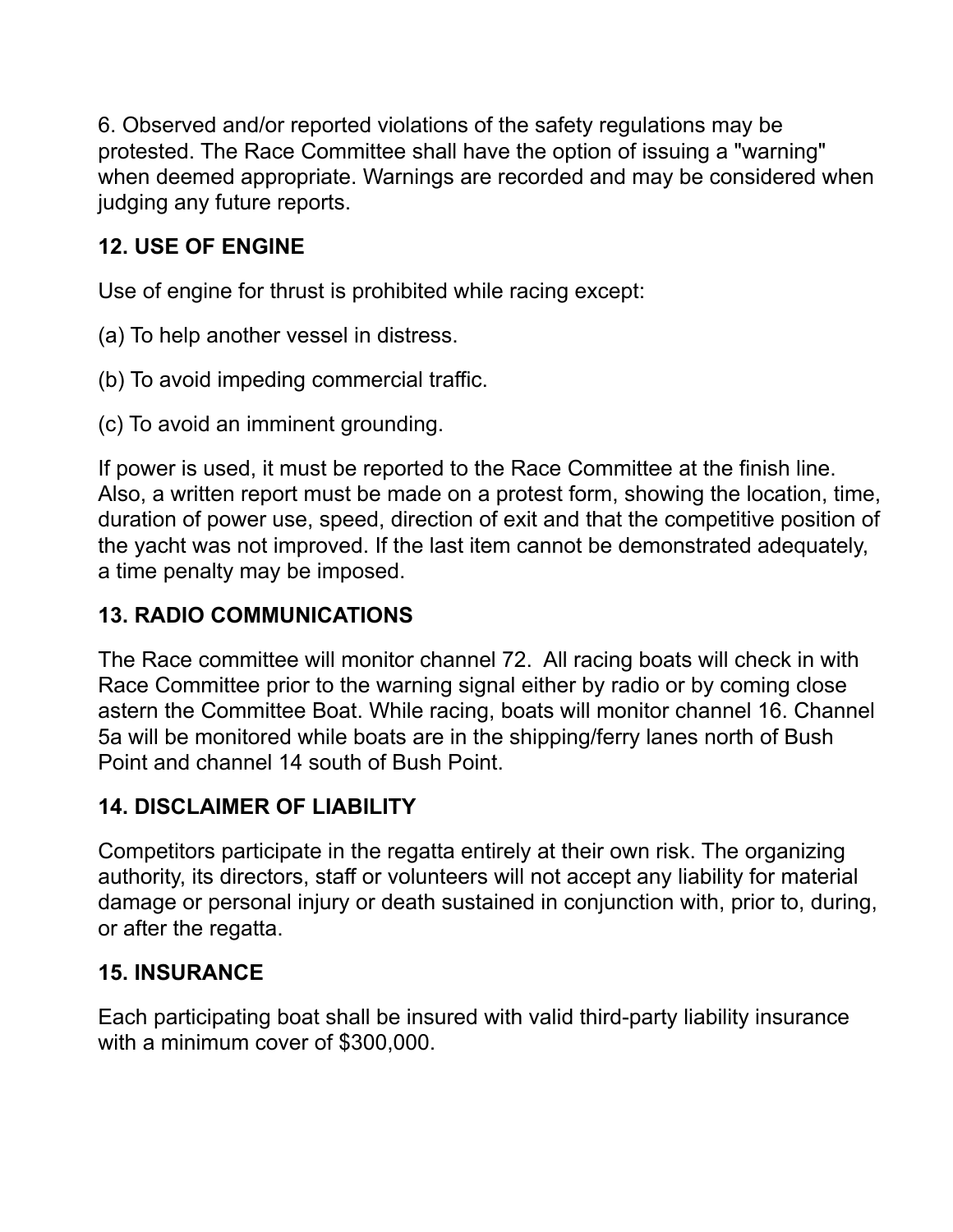6. Observed and/or reported violations of the safety regulations may be protested. The Race Committee shall have the option of issuing a "warning" when deemed appropriate. Warnings are recorded and may be considered when judging any future reports.

### 12. USE OF ENGINE

Use of engine for thrust is prohibited while racing except:

(a) To help another vessel in distress.

(b) To avoid impeding commercial traffic.

(c) To avoid an imminent grounding.

If power is used, it must be reported to the Race Committee at the finish line. Also, a written report must be made on a protest form, showing the location, time, duration of power use, speed, direction of exit and that the competitive position of the yacht was not improved. If the last item cannot be demonstrated adequately, a time penalty may be imposed.

### 13. RADIO COMMUNICATIONS

The Race committee will monitor channel 72. All racing boats will check in with Race Committee prior to the warning signal either by radio or by coming close astern the Committee Boat. While racing, boats will monitor channel 16. Channel 5a will be monitored while boats are in the shipping/ferry lanes north of Bush Point and channel 14 south of Bush Point.

### 14. DISCLAIMER OF LIABILITY

Competitors participate in the regatta entirely at their own risk. The organizing authority, its directors, staff or volunteers will not accept any liability for material damage or personal injury or death sustained in conjunction with, prior to, during, or after the regatta.

### 15. INSURANCE

Each participating boat shall be insured with valid third-party liability insurance with a minimum cover of $300,000.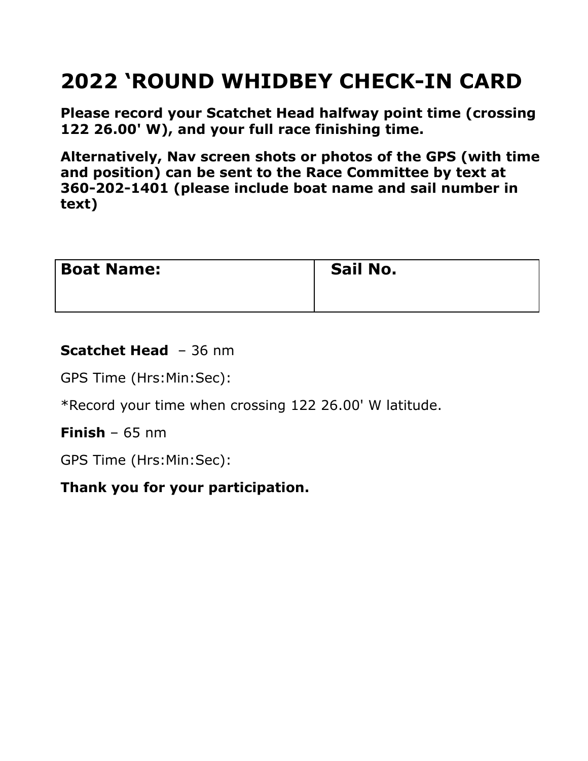# 2022 'ROUND WHIDBEY CHECK-IN CARD

**Please record your Scatchet Head halfway point time (crossing 122 26.00' W), and your full race finishing time.**

**Alternatively, Nav screen shots or photos of the GPS (with time and position) can be sent to the Race Committee by text at 360-202-1401 (please include boat name and sail number in text)**

| **Boat Name:** | **Sail No.** |
| --- | --- |
| | |

**Scatchet Head** – 36 nm

GPS Time (Hrs:Min:Sec):

*Record your time when crossing 122 26.00' W latitude.

**Finish** – 65 nm

GPS Time (Hrs:Min:Sec):

**Thank you for your participation.**